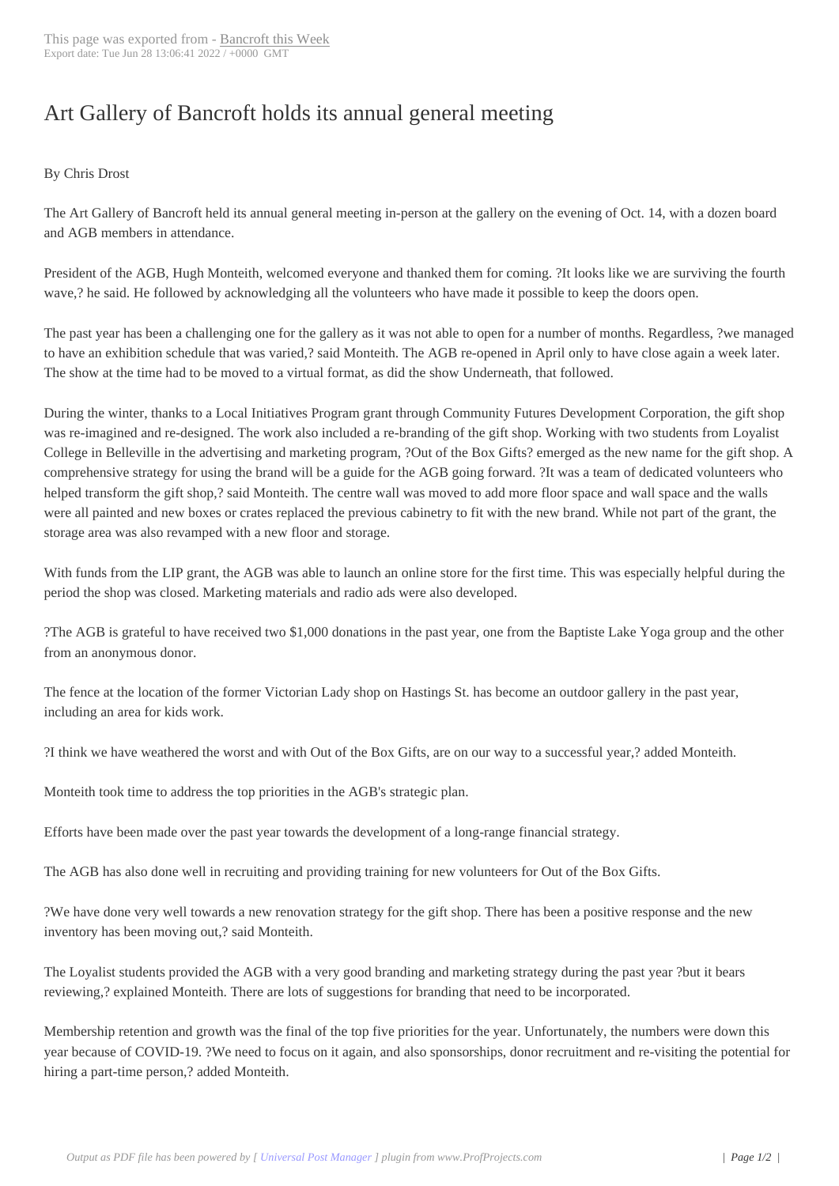# Art Gallery of Bancroft holds its annual general meeting

By Chris Drost

The Art Gallery of Bancroft held its annual general meeting in-person at the gallery on the evening of Oct. 14, with a dozen board and AGB members in attendance.

President of the AGB, Hugh Monteith, welcomed everyone and thanked them for coming. ?It looks like we are surviving the fourth wave,? he said. He followed by acknowledging all the volunteers who have made it possible to keep the doors open.

The past year has been a challenging one for the gallery as it was not able to open for a number of months. Regardless, ?we managed to have an exhibition schedule that was varied,? said Monteith. The AGB re-opened in April only to have close again a week later. The show at the time had to be moved to a virtual format, as did the show Underneath, that followed.

During the winter, thanks to a Local Initiatives Program grant through Community Futures Development Corporation, the gift shop was re-imagined and re-designed. The work also included a re-branding of the gift shop. Working with two students from Loyalist College in Belleville in the advertising and marketing program, ?Out of the Box Gifts? emerged as the new name for the gift shop. A comprehensive strategy for using the brand will be a guide for the AGB going forward. ?It was a team of dedicated volunteers who helped transform the gift shop,? said Monteith. The centre wall was moved to add more floor space and wall space and the walls were all painted and new boxes or crates replaced the previous cabinetry to fit with the new brand. While not part of the grant, the storage area was also revamped with a new floor and storage.

With funds from the LIP grant, the AGB was able to launch an online store for the first time. This was especially helpful during the period the shop was closed. Marketing materials and radio ads were also developed.

?The AGB is grateful to have received two $1,000 donations in the past year, one from the Baptiste Lake Yoga group and the other from an anonymous donor.

The fence at the location of the former Victorian Lady shop on Hastings St. has become an outdoor gallery in the past year, including an area for kids work.

?I think we have weathered the worst and with Out of the Box Gifts, are on our way to a successful year,? added Monteith.

Monteith took time to address the top priorities in the AGB's strategic plan.

Efforts have been made over the past year towards the development of a long-range financial strategy.

The AGB has also done well in recruiting and providing training for new volunteers for Out of the Box Gifts.

?We have done very well towards a new renovation strategy for the gift shop. There has been a positive response and the new inventory has been moving out,? said Monteith.

The Loyalist students provided the AGB with a very good branding and marketing strategy during the past year ?but it bears reviewing,? explained Monteith. There are lots of suggestions for branding that need to be incorporated.

Membership retention and growth was the final of the top five priorities for the year. Unfortunately, the numbers were down this year because of COVID-19. ?We need to focus on it again, and also sponsorships, donor recruitment and re-visiting the potential for hiring a part-time person,? added Monteith.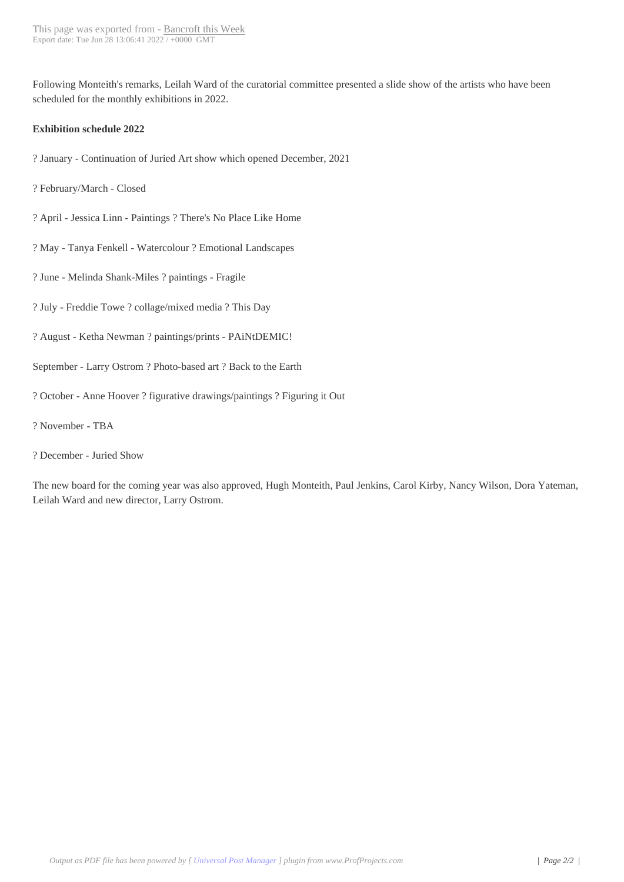Following Monteith's remarks, Leilah Ward of the curatorial committee presented a slide show of the artists who have been scheduled for the monthly exhibitions in 2022.

**Exhibition schedule 2022**

? January - Continuation of Juried Art show which opened December, 2021

? February/March - Closed

? April - Jessica Linn - Paintings ? There's No Place Like Home

? May - Tanya Fenkell - Watercolour ? Emotional Landscapes

? June - Melinda Shank-Miles ? paintings - Fragile

? July - Freddie Towe ? collage/mixed media ? This Day

? August - Ketha Newman ? paintings/prints - PAiNtDEMIC!

September - Larry Ostrom ? Photo-based art ? Back to the Earth

? October - Anne Hoover ? figurative drawings/paintings ? Figuring it Out

? November - TBA

? December - Juried Show

The new board for the coming year was also approved, Hugh Monteith, Paul Jenkins, Carol Kirby, Nancy Wilson, Dora Yateman, Leilah Ward and new director, Larry Ostrom.